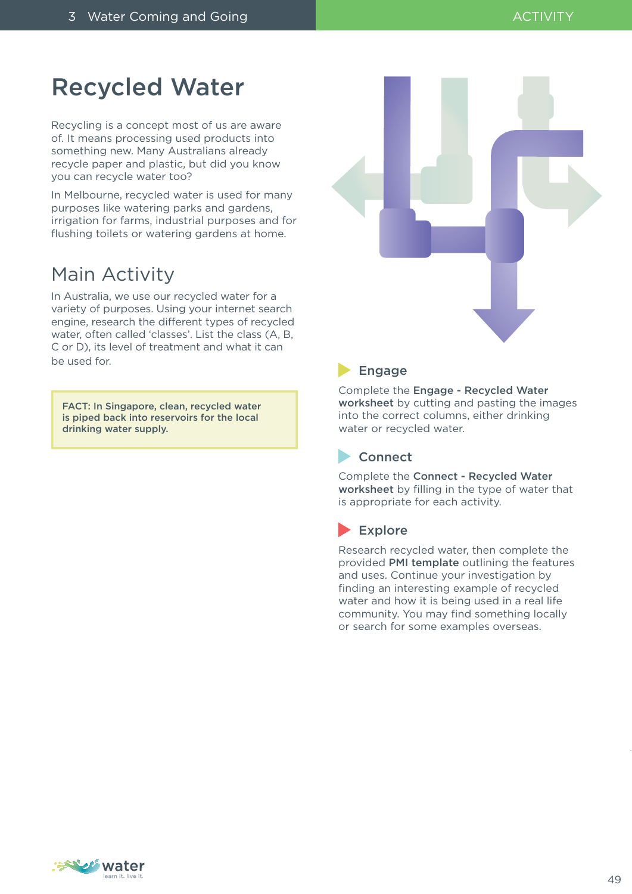# Recycled Water

Recycling is a concept most of us are aware of. It means processing used products into something new. Many Australians already recycle paper and plastic, but did you know you can recycle water too?

In Melbourne, recycled water is used for many purposes like watering parks and gardens, irrigation for farms, industrial purposes and for flushing toilets or watering gardens at home.

## Main Activity

In Australia, we use our recycled water for a variety of purposes. Using your internet search engine, research the different types of recycled water, often called 'classes'. List the class (A, B, C or D), its level of treatment and what it can be used for.

**FACT: In Singapore, clean, recycled water is piped back into reservoirs for the local drinking water supply.**

### Engage

Complete the **Engage - Recycled Water worksheet** by cutting and pasting the images into the correct columns, either drinking water or recycled water.

### Connect

Complete the **Connect - Recycled Water worksheet** by filling in the type of water that is appropriate for each activity.

### Explore

Research recycled water, then complete the provided **PMI template** outlining the features and uses. Continue your investigation by finding an interesting example of recycled water and how it is being used in a real life community. You may find something locally or search for some examples overseas.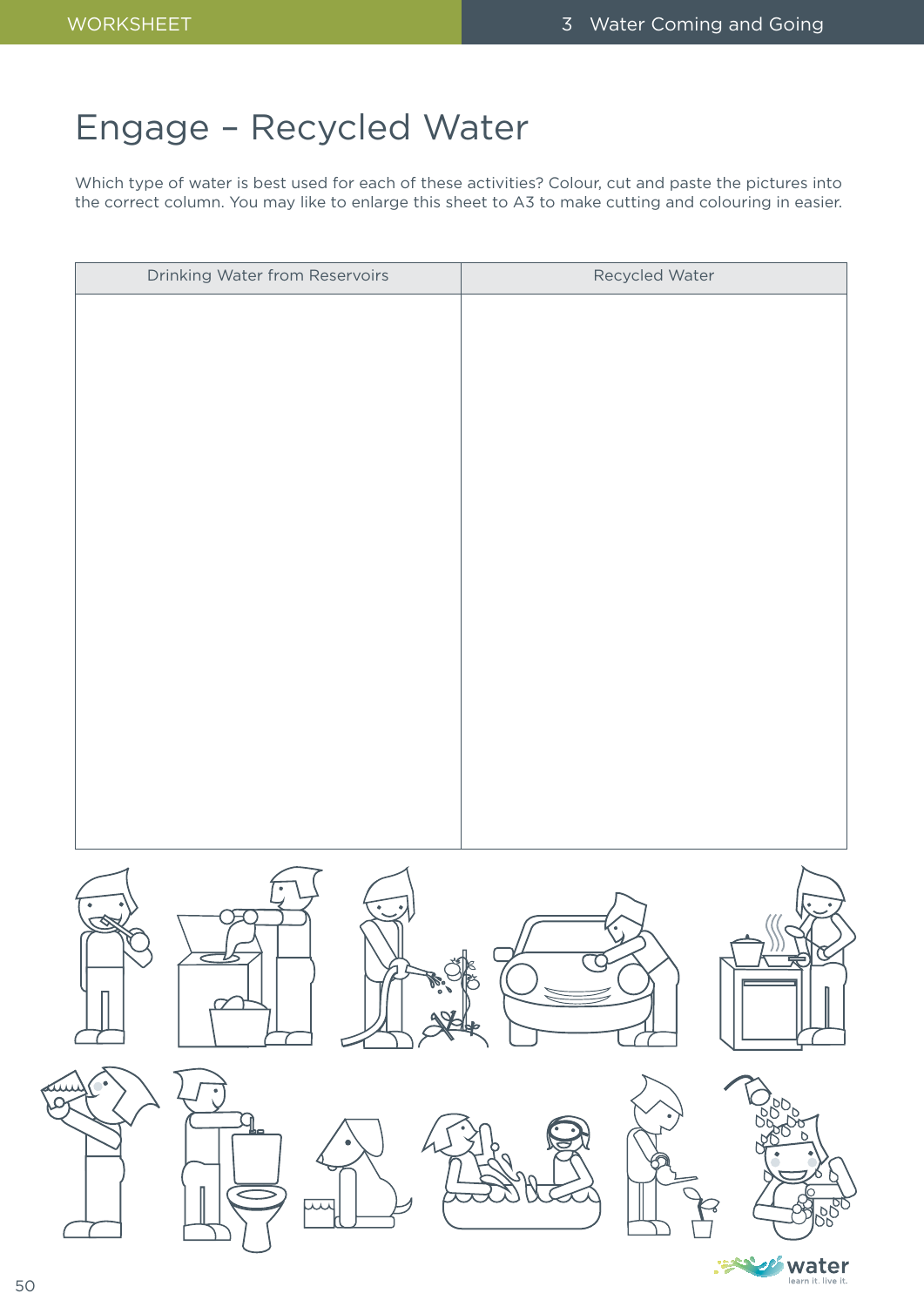# Engage – Recycled Water

Which type of water is best used for each of these activities? Colour, cut and paste the pictures into the correct column. You may like to enlarge this sheet to A3 to make cutting and colouring in easier.

| Drinking Water from Reservoirs | Recycled Water |
| --- | --- |
| | |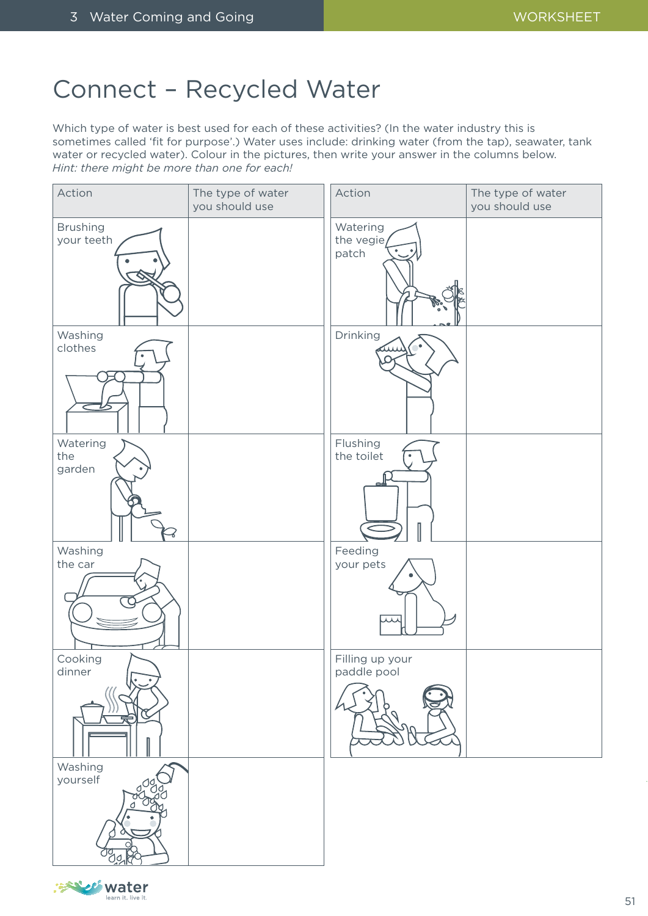# Connect – Recycled Water

Which type of water is best used for each of these activities? (In the water industry this is sometimes called 'fit for purpose'.) Water uses include: drinking water (from the tap), seawater, tank water or recycled water). Colour in the pictures, then write your answer in the columns below.
*Hint: there might be more than one for each!*

| Action | The type of water you should use |
|---|---|
| Brushing your teeth | |
| Washing clothes | |
| Watering the garden | |
| Washing the car | |
| Cooking dinner | |
| Washing yourself | |

| Action | The type of water you should use |
|---|---|
| Watering the vegie patch | |
| Drinking | |
| Flushing the toilet | |
| Feeding your pets | |
| Filling up your paddle pool | |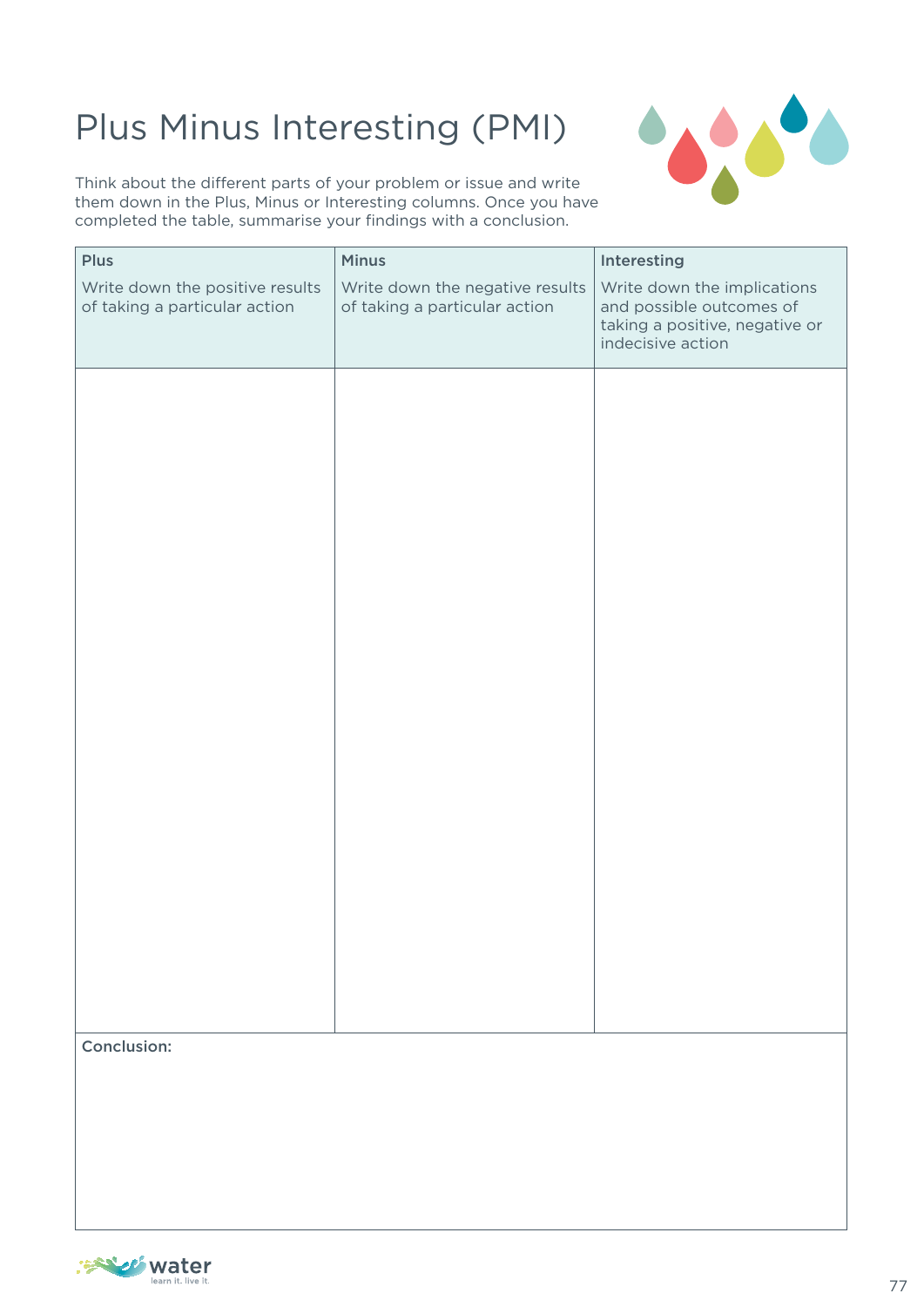# Plus Minus Interesting (PMI)

Think about the different parts of your problem or issue and write them down in the Plus, Minus or Interesting columns. Once you have completed the table, summarise your findings with a conclusion.

| **Plus**<br>Write down the positive results of taking a particular action | **Minus**<br>Write down the negative results of taking a particular action | **Interesting**<br>Write down the implications and possible outcomes of taking a positive, negative or indecisive action |
|---|---|---|
| | | |

**Conclusion:**

water learn it. live it.